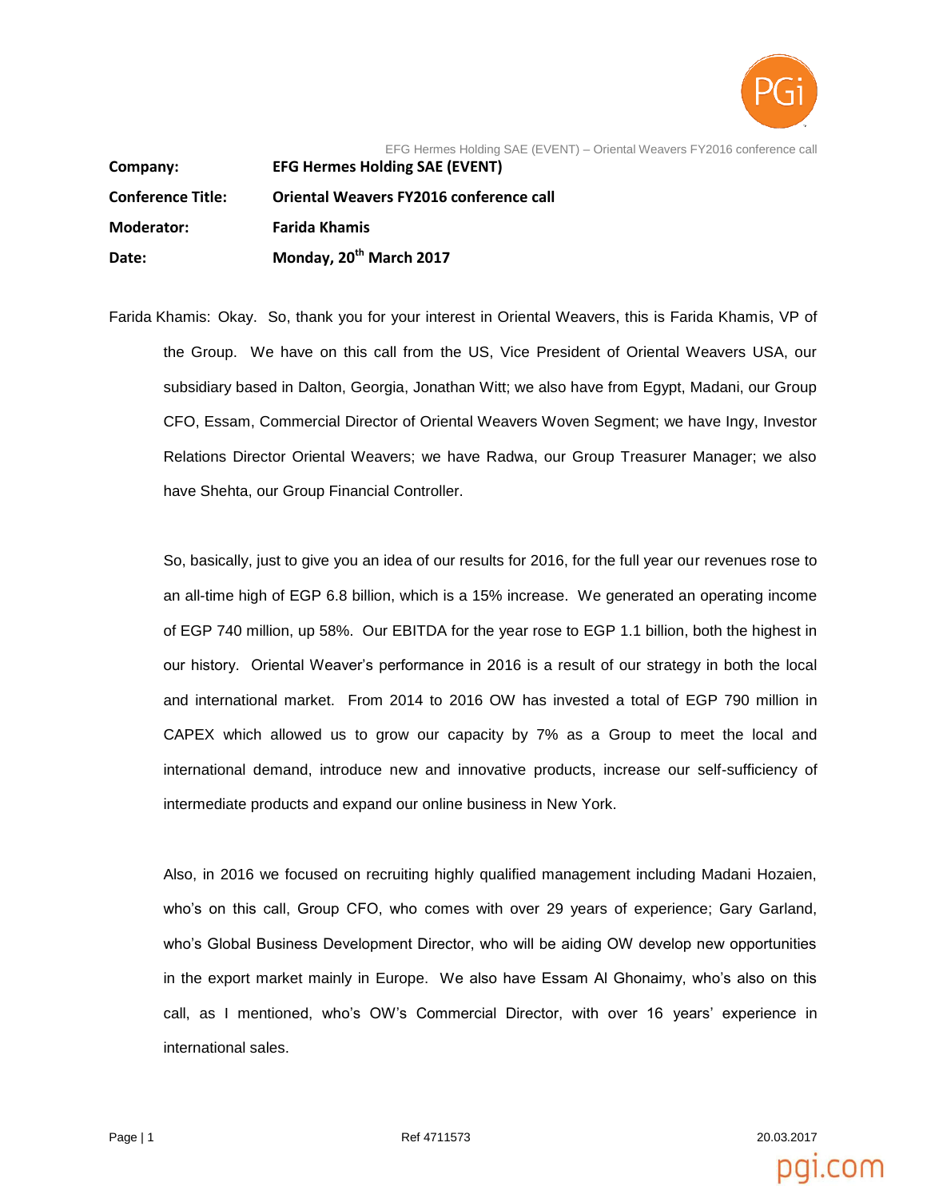| | |
|---|---|
| **Company:** | **EFG Hermes Holding SAE (EVENT)** |
| **Conference Title:** | **Oriental Weavers FY2016 conference call** |
| **Moderator:** | **Farida Khamis** |
| **Date:** | **Monday, 20th March 2017** |

Farida Khamis: Okay. So, thank you for your interest in Oriental Weavers, this is Farida Khamis, VP of the Group. We have on this call from the US, Vice President of Oriental Weavers USA, our subsidiary based in Dalton, Georgia, Jonathan Witt; we also have from Egypt, Madani, our Group CFO, Essam, Commercial Director of Oriental Weavers Woven Segment; we have Ingy, Investor Relations Director Oriental Weavers; we have Radwa, our Group Treasurer Manager; we also have Shehta, our Group Financial Controller.

So, basically, just to give you an idea of our results for 2016, for the full year our revenues rose to an all-time high of EGP 6.8 billion, which is a 15% increase. We generated an operating income of EGP 740 million, up 58%. Our EBITDA for the year rose to EGP 1.1 billion, both the highest in our history. Oriental Weaver's performance in 2016 is a result of our strategy in both the local and international market. From 2014 to 2016 OW has invested a total of EGP 790 million in CAPEX which allowed us to grow our capacity by 7% as a Group to meet the local and international demand, introduce new and innovative products, increase our self-sufficiency of intermediate products and expand our online business in New York.

Also, in 2016 we focused on recruiting highly qualified management including Madani Hozaien, who's on this call, Group CFO, who comes with over 29 years of experience; Gary Garland, who's Global Business Development Director, who will be aiding OW develop new opportunities in the export market mainly in Europe. We also have Essam Al Ghonaimy, who's also on this call, as I mentioned, who's OW's Commercial Director, with over 16 years' experience in international sales.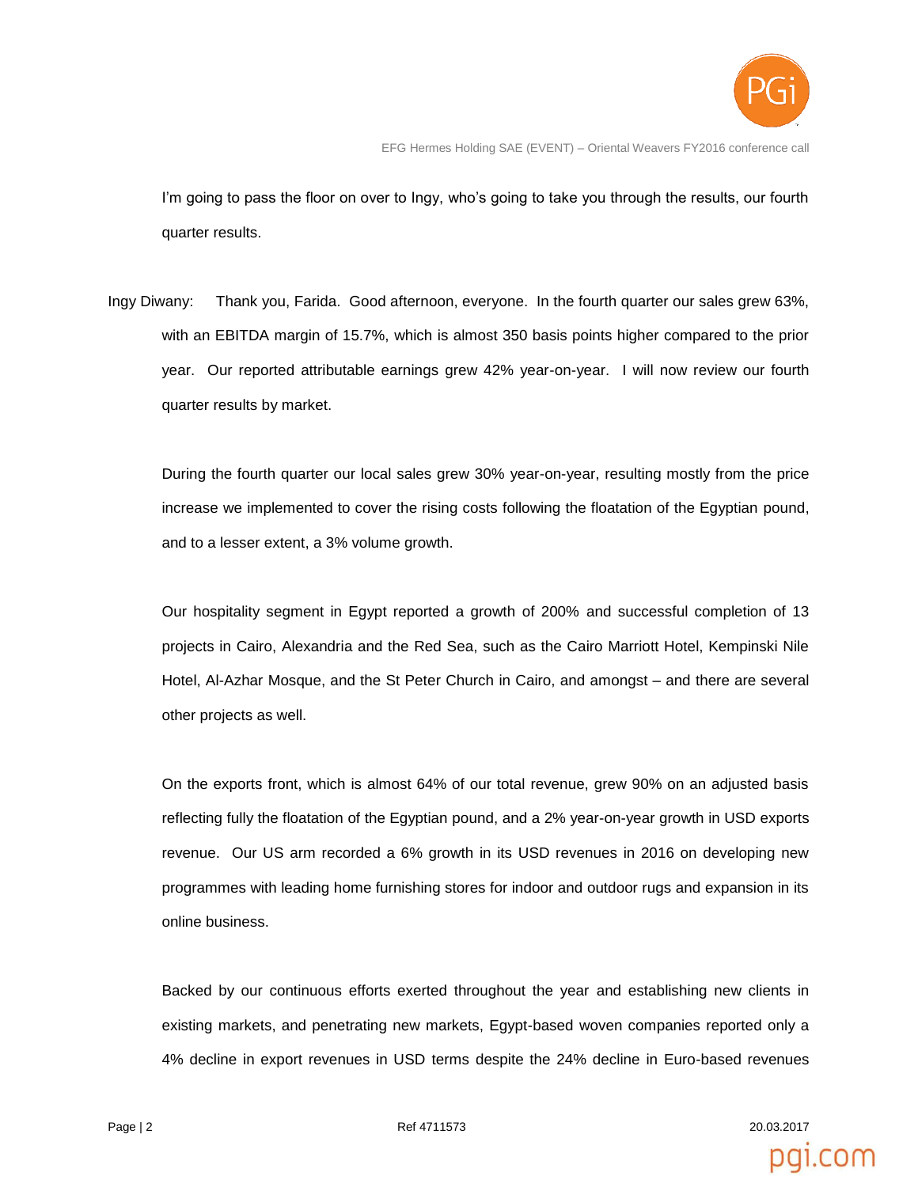I'm going to pass the floor on over to Ingy, who's going to take you through the results, our fourth quarter results.

Ingy Diwany: Thank you, Farida. Good afternoon, everyone. In the fourth quarter our sales grew 63%, with an EBITDA margin of 15.7%, which is almost 350 basis points higher compared to the prior year. Our reported attributable earnings grew 42% year-on-year. I will now review our fourth quarter results by market.

During the fourth quarter our local sales grew 30% year-on-year, resulting mostly from the price increase we implemented to cover the rising costs following the floatation of the Egyptian pound, and to a lesser extent, a 3% volume growth.

Our hospitality segment in Egypt reported a growth of 200% and successful completion of 13 projects in Cairo, Alexandria and the Red Sea, such as the Cairo Marriott Hotel, Kempinski Nile Hotel, Al-Azhar Mosque, and the St Peter Church in Cairo, and amongst – and there are several other projects as well.

On the exports front, which is almost 64% of our total revenue, grew 90% on an adjusted basis reflecting fully the floatation of the Egyptian pound, and a 2% year-on-year growth in USD exports revenue. Our US arm recorded a 6% growth in its USD revenues in 2016 on developing new programmes with leading home furnishing stores for indoor and outdoor rugs and expansion in its online business.

Backed by our continuous efforts exerted throughout the year and establishing new clients in existing markets, and penetrating new markets, Egypt-based woven companies reported only a 4% decline in export revenues in USD terms despite the 24% decline in Euro-based revenues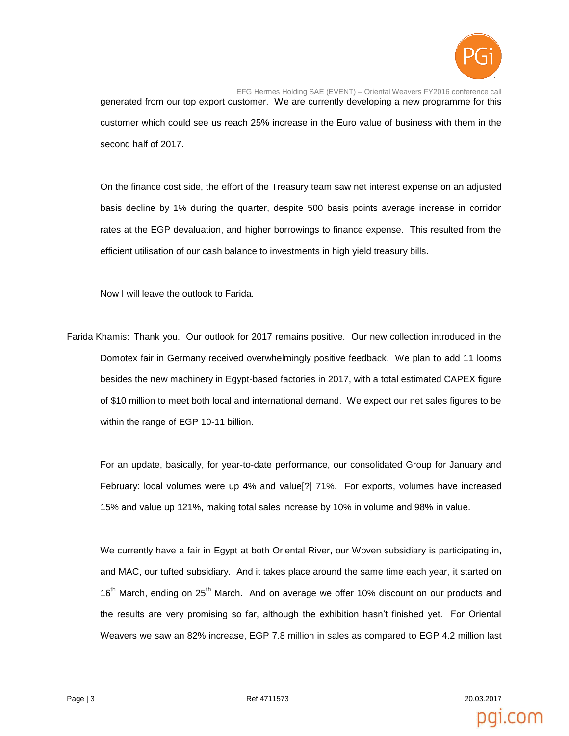generated from our top export customer. We are currently developing a new programme for this customer which could see us reach 25% increase in the Euro value of business with them in the second half of 2017.

On the finance cost side, the effort of the Treasury team saw net interest expense on an adjusted basis decline by 1% during the quarter, despite 500 basis points average increase in corridor rates at the EGP devaluation, and higher borrowings to finance expense. This resulted from the efficient utilisation of our cash balance to investments in high yield treasury bills.

Now I will leave the outlook to Farida.

Farida Khamis: Thank you. Our outlook for 2017 remains positive. Our new collection introduced in the Domotex fair in Germany received overwhelmingly positive feedback. We plan to add 11 looms besides the new machinery in Egypt-based factories in 2017, with a total estimated CAPEX figure of $10 million to meet both local and international demand. We expect our net sales figures to be within the range of EGP 10-11 billion.

For an update, basically, for year-to-date performance, our consolidated Group for January and February: local volumes were up 4% and value[?] 71%. For exports, volumes have increased 15% and value up 121%, making total sales increase by 10% in volume and 98% in value.

We currently have a fair in Egypt at both Oriental River, our Woven subsidiary is participating in, and MAC, our tufted subsidiary. And it takes place around the same time each year, it started on 16th March, ending on 25th March. And on average we offer 10% discount on our products and the results are very promising so far, although the exhibition hasn't finished yet. For Oriental Weavers we saw an 82% increase, EGP 7.8 million in sales as compared to EGP 4.2 million last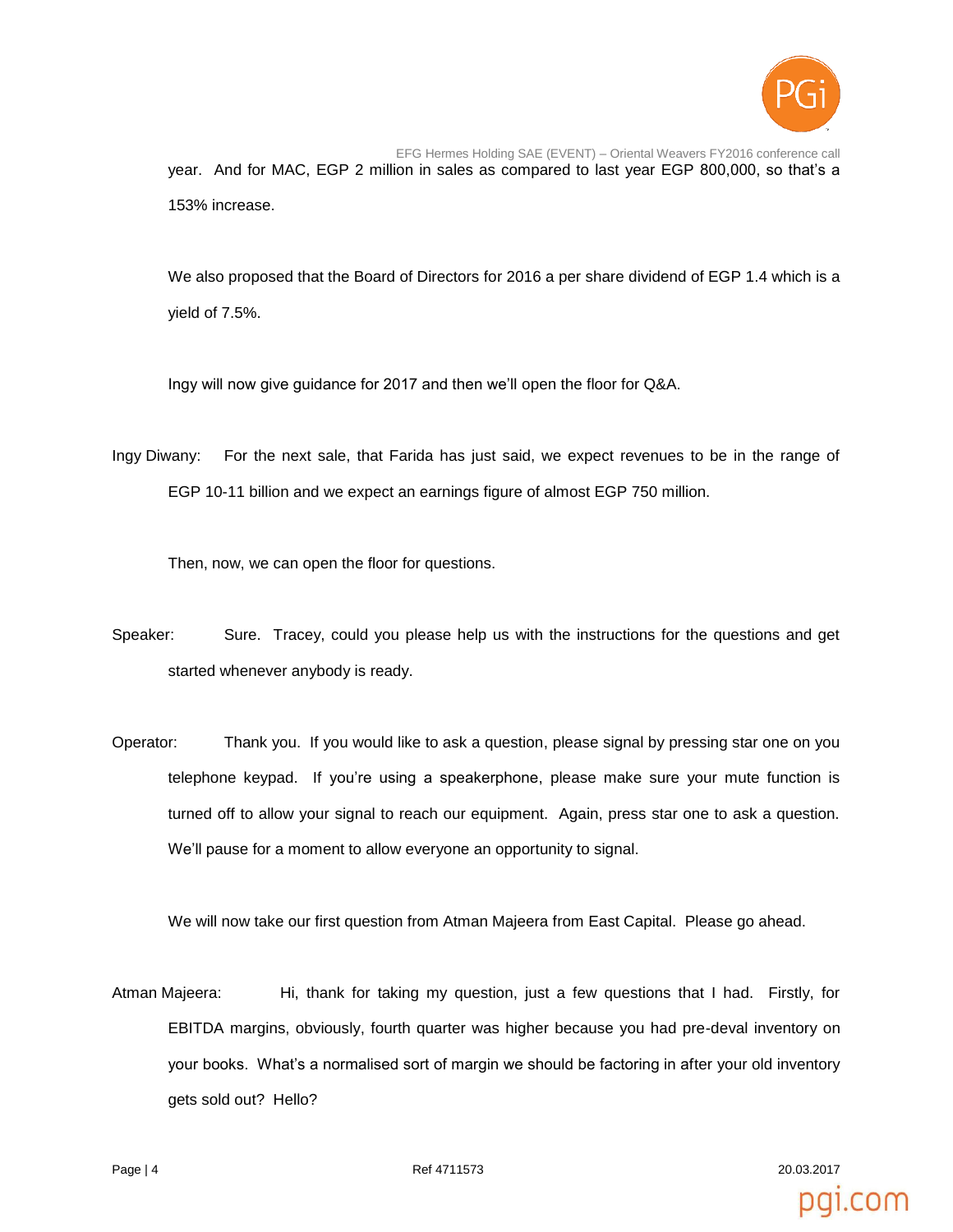year. And for MAC, EGP 2 million in sales as compared to last year EGP 800,000, so that's a 153% increase.

We also proposed that the Board of Directors for 2016 a per share dividend of EGP 1.4 which is a yield of 7.5%.

Ingy will now give guidance for 2017 and then we'll open the floor for Q&A.

Ingy Diwany: For the next sale, that Farida has just said, we expect revenues to be in the range of EGP 10-11 billion and we expect an earnings figure of almost EGP 750 million.

Then, now, we can open the floor for questions.

Speaker: Sure. Tracey, could you please help us with the instructions for the questions and get started whenever anybody is ready.

Operator: Thank you. If you would like to ask a question, please signal by pressing star one on you telephone keypad. If you're using a speakerphone, please make sure your mute function is turned off to allow your signal to reach our equipment. Again, press star one to ask a question. We'll pause for a moment to allow everyone an opportunity to signal.

We will now take our first question from Atman Majeera from East Capital. Please go ahead.

Atman Majeera: Hi, thank for taking my question, just a few questions that I had. Firstly, for EBITDA margins, obviously, fourth quarter was higher because you had pre-deval inventory on your books. What's a normalised sort of margin we should be factoring in after your old inventory gets sold out? Hello?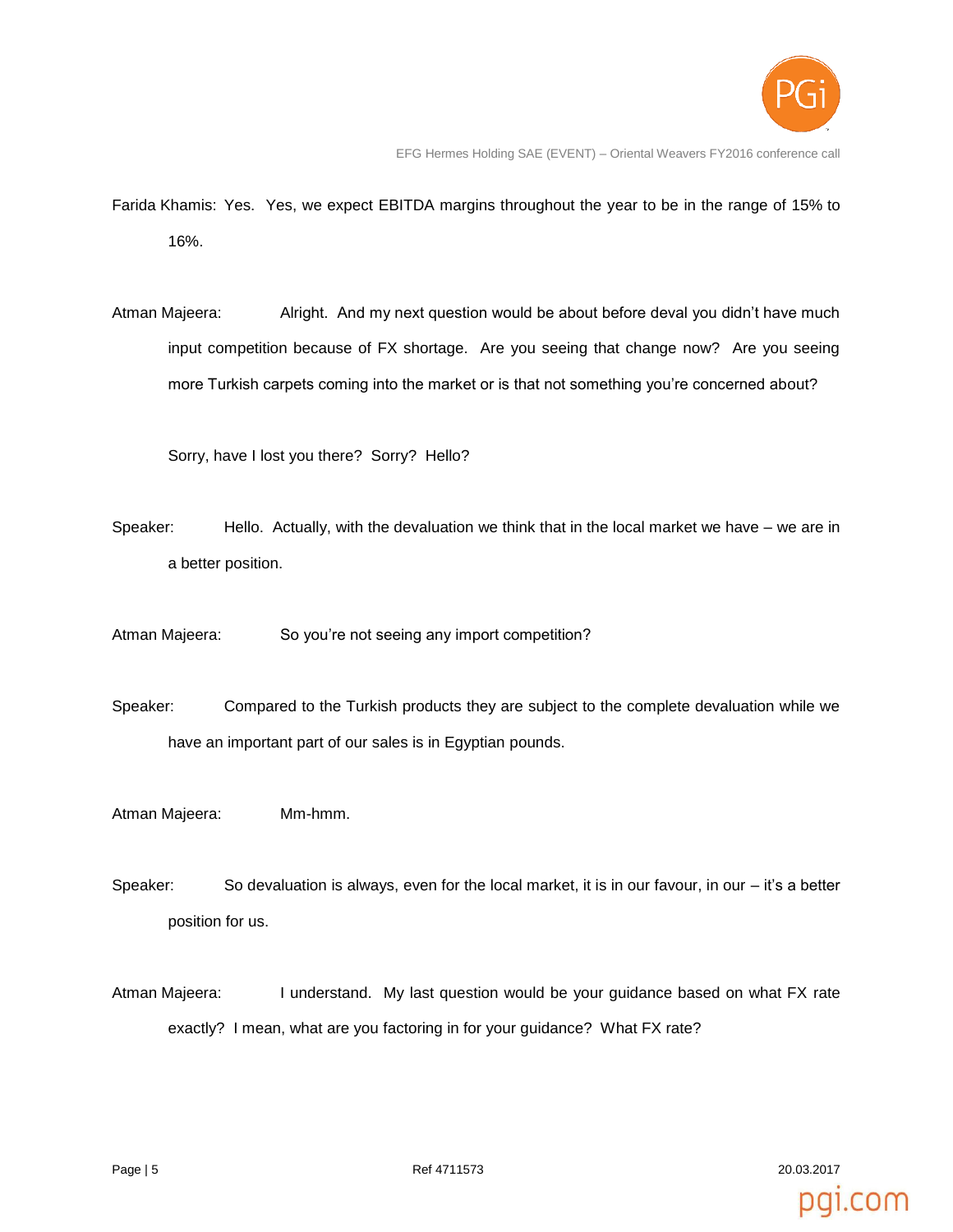Farida Khamis: Yes. Yes, we expect EBITDA margins throughout the year to be in the range of 15% to 16%.

Atman Majeera: Alright. And my next question would be about before deval you didn't have much input competition because of FX shortage. Are you seeing that change now? Are you seeing more Turkish carpets coming into the market or is that not something you're concerned about?

Sorry, have I lost you there? Sorry? Hello?

Speaker: Hello. Actually, with the devaluation we think that in the local market we have – we are in a better position.

Atman Majeera: So you're not seeing any import competition?

Speaker: Compared to the Turkish products they are subject to the complete devaluation while we have an important part of our sales is in Egyptian pounds.

Atman Majeera: Mm-hmm.

Speaker: So devaluation is always, even for the local market, it is in our favour, in our – it's a better position for us.

Atman Majeera: I understand. My last question would be your guidance based on what FX rate exactly? I mean, what are you factoring in for your guidance? What FX rate?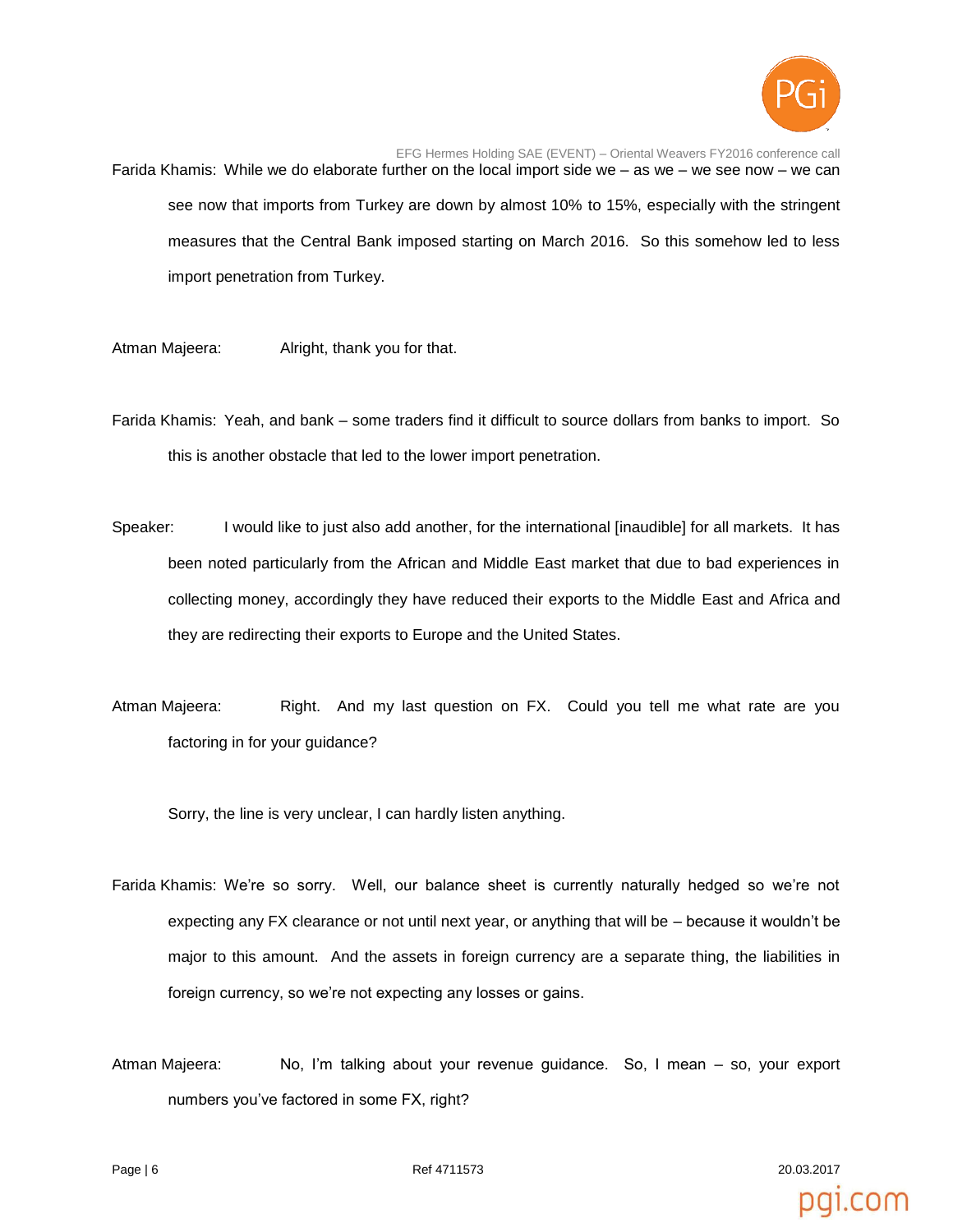Farida Khamis: While we do elaborate further on the local import side we – as we – we see now – we can see now that imports from Turkey are down by almost 10% to 15%, especially with the stringent measures that the Central Bank imposed starting on March 2016. So this somehow led to less import penetration from Turkey.

Atman Majeera: Alright, thank you for that.

Farida Khamis: Yeah, and bank – some traders find it difficult to source dollars from banks to import. So this is another obstacle that led to the lower import penetration.

Speaker: I would like to just also add another, for the international [inaudible] for all markets. It has been noted particularly from the African and Middle East market that due to bad experiences in collecting money, accordingly they have reduced their exports to the Middle East and Africa and they are redirecting their exports to Europe and the United States.

Atman Majeera: Right. And my last question on FX. Could you tell me what rate are you factoring in for your guidance?

Sorry, the line is very unclear, I can hardly listen anything.

Farida Khamis: We're so sorry. Well, our balance sheet is currently naturally hedged so we're not expecting any FX clearance or not until next year, or anything that will be – because it wouldn't be major to this amount. And the assets in foreign currency are a separate thing, the liabilities in foreign currency, so we're not expecting any losses or gains.

Atman Majeera: No, I'm talking about your revenue guidance. So, I mean – so, your export numbers you've factored in some FX, right?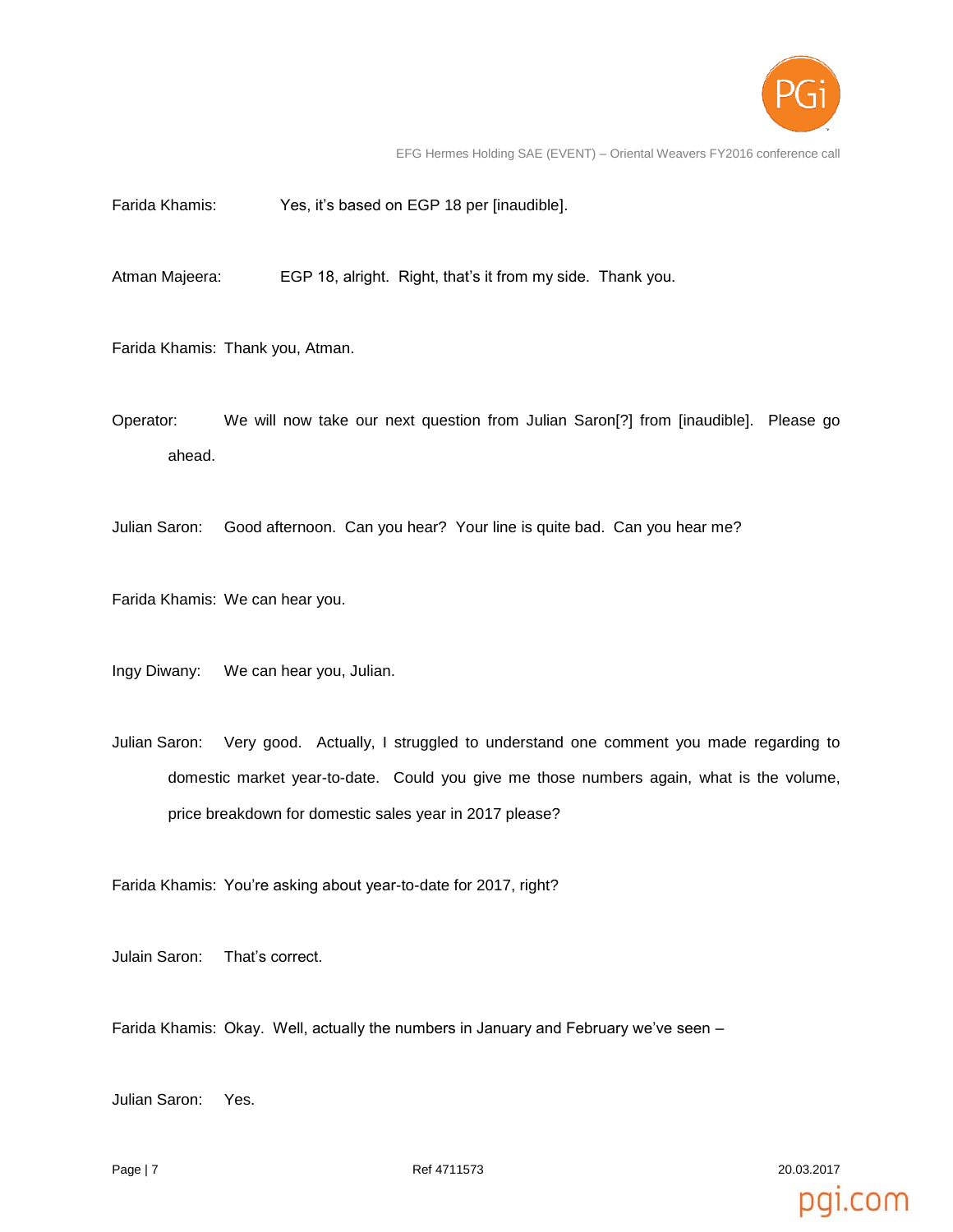Farida Khamis: Yes, it's based on EGP 18 per [inaudible].

Atman Majeera: EGP 18, alright. Right, that's it from my side. Thank you.

Farida Khamis: Thank you, Atman.

Operator: We will now take our next question from Julian Saron[?] from [inaudible]. Please go ahead.

Julian Saron: Good afternoon. Can you hear? Your line is quite bad. Can you hear me?

Farida Khamis: We can hear you.

Ingy Diwany: We can hear you, Julian.

Julian Saron: Very good. Actually, I struggled to understand one comment you made regarding to domestic market year-to-date. Could you give me those numbers again, what is the volume, price breakdown for domestic sales year in 2017 please?

Farida Khamis: You're asking about year-to-date for 2017, right?

Julain Saron: That's correct.

Farida Khamis: Okay. Well, actually the numbers in January and February we've seen –

Julian Saron: Yes.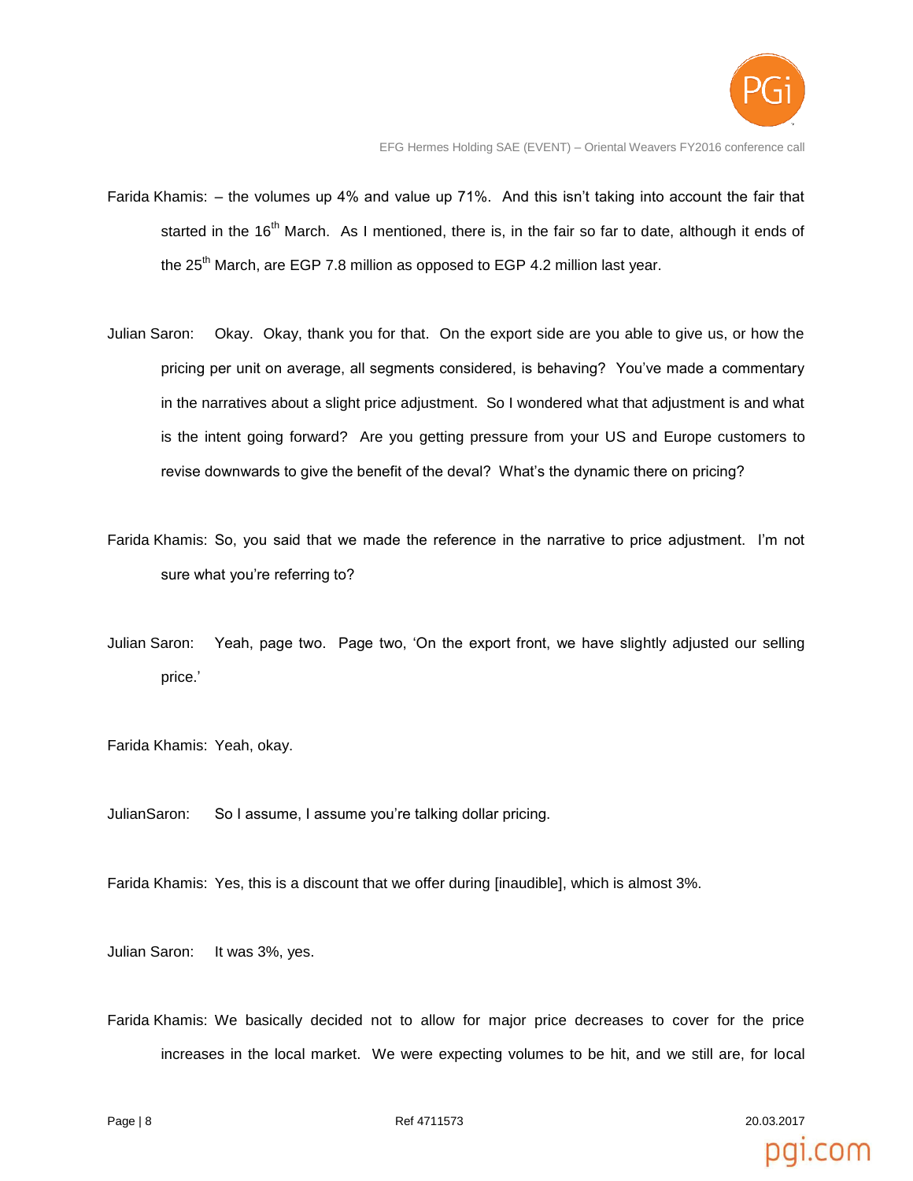Farida Khamis: – the volumes up 4% and value up 71%. And this isn't taking into account the fair that started in the 16th March. As I mentioned, there is, in the fair so far to date, although it ends of the 25th March, are EGP 7.8 million as opposed to EGP 4.2 million last year.

Julian Saron: Okay. Okay, thank you for that. On the export side are you able to give us, or how the pricing per unit on average, all segments considered, is behaving? You've made a commentary in the narratives about a slight price adjustment. So I wondered what that adjustment is and what is the intent going forward? Are you getting pressure from your US and Europe customers to revise downwards to give the benefit of the deval? What's the dynamic there on pricing?

Farida Khamis: So, you said that we made the reference in the narrative to price adjustment. I'm not sure what you're referring to?

Julian Saron: Yeah, page two. Page two, 'On the export front, we have slightly adjusted our selling price.'

Farida Khamis: Yeah, okay.

JulianSaron: So I assume, I assume you're talking dollar pricing.

Farida Khamis: Yes, this is a discount that we offer during [inaudible], which is almost 3%.

Julian Saron: It was 3%, yes.

Farida Khamis: We basically decided not to allow for major price decreases to cover for the price increases in the local market. We were expecting volumes to be hit, and we still are, for local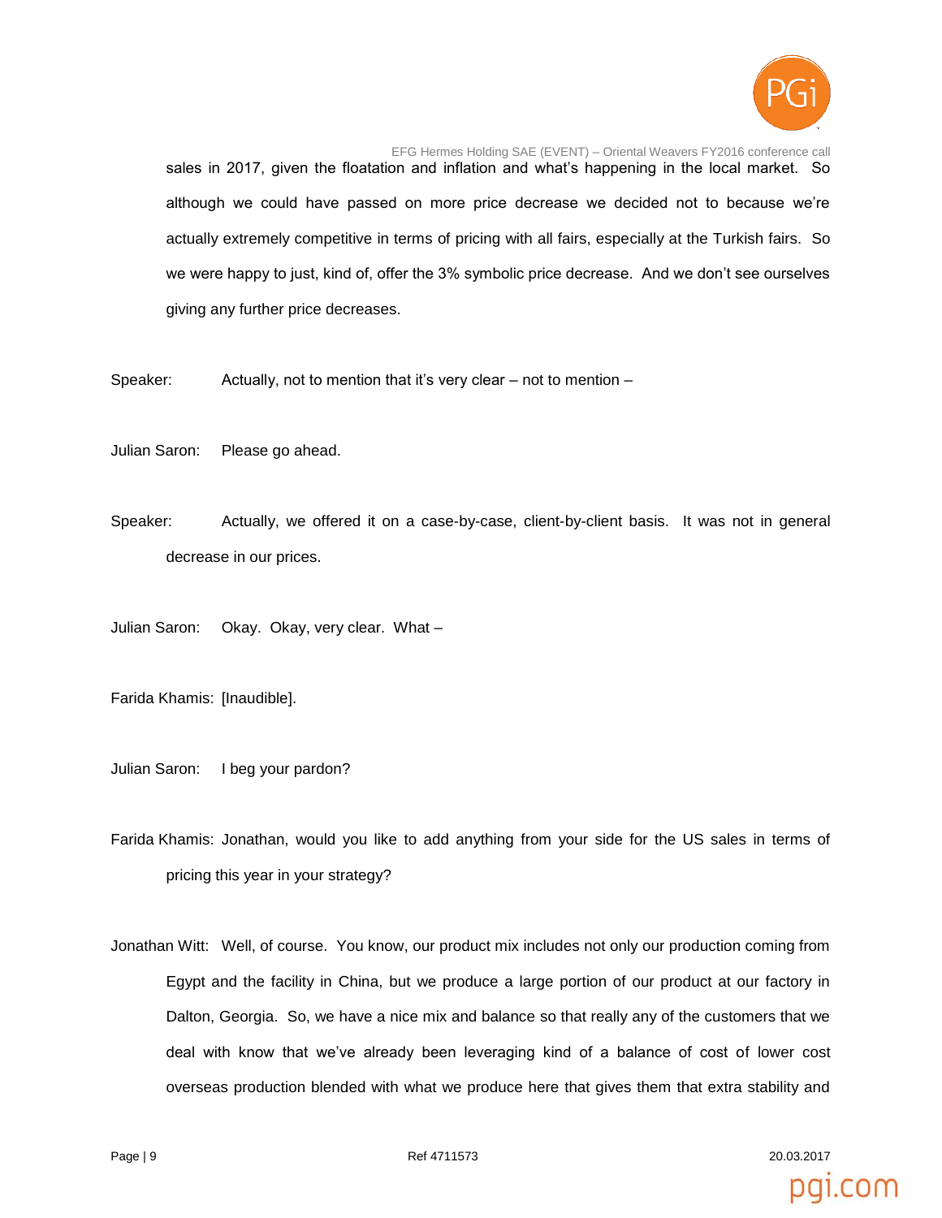sales in 2017, given the floatation and inflation and what's happening in the local market. So although we could have passed on more price decrease we decided not to because we're actually extremely competitive in terms of pricing with all fairs, especially at the Turkish fairs. So we were happy to just, kind of, offer the 3% symbolic price decrease. And we don't see ourselves giving any further price decreases.

Speaker: Actually, not to mention that it's very clear – not to mention –

Julian Saron: Please go ahead.

Speaker: Actually, we offered it on a case-by-case, client-by-client basis. It was not in general decrease in our prices.

Julian Saron: Okay. Okay, very clear. What –

Farida Khamis: [Inaudible].

Julian Saron: I beg your pardon?

Farida Khamis: Jonathan, would you like to add anything from your side for the US sales in terms of pricing this year in your strategy?

Jonathan Witt: Well, of course. You know, our product mix includes not only our production coming from Egypt and the facility in China, but we produce a large portion of our product at our factory in Dalton, Georgia. So, we have a nice mix and balance so that really any of the customers that we deal with know that we've already been leveraging kind of a balance of cost of lower cost overseas production blended with what we produce here that gives them that extra stability and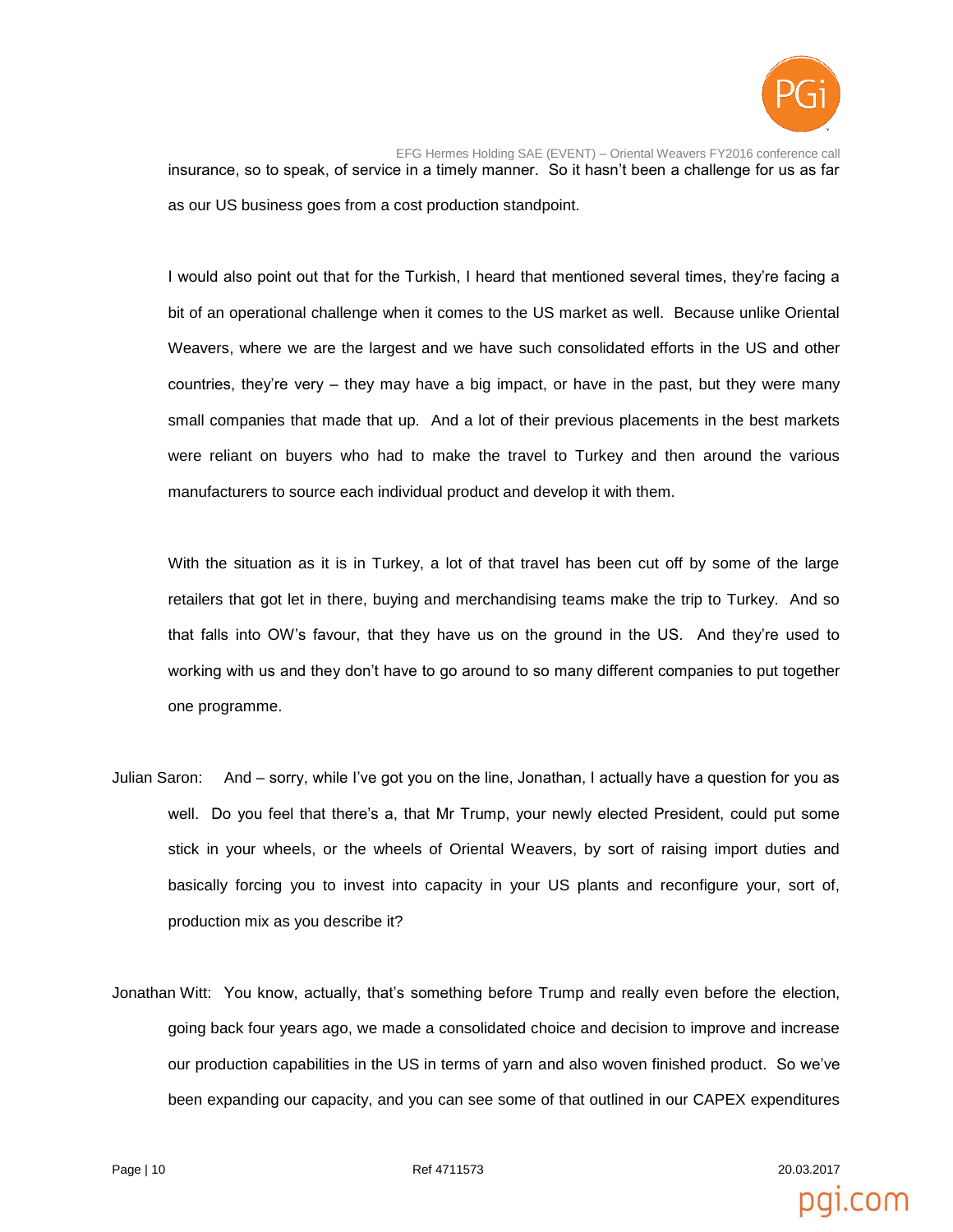insurance, so to speak, of service in a timely manner. So it hasn't been a challenge for us as far as our US business goes from a cost production standpoint.

I would also point out that for the Turkish, I heard that mentioned several times, they're facing a bit of an operational challenge when it comes to the US market as well. Because unlike Oriental Weavers, where we are the largest and we have such consolidated efforts in the US and other countries, they're very – they may have a big impact, or have in the past, but they were many small companies that made that up. And a lot of their previous placements in the best markets were reliant on buyers who had to make the travel to Turkey and then around the various manufacturers to source each individual product and develop it with them.

With the situation as it is in Turkey, a lot of that travel has been cut off by some of the large retailers that got let in there, buying and merchandising teams make the trip to Turkey. And so that falls into OW's favour, that they have us on the ground in the US. And they're used to working with us and they don't have to go around to so many different companies to put together one programme.

Julian Saron: And – sorry, while I've got you on the line, Jonathan, I actually have a question for you as well. Do you feel that there's a, that Mr Trump, your newly elected President, could put some stick in your wheels, or the wheels of Oriental Weavers, by sort of raising import duties and basically forcing you to invest into capacity in your US plants and reconfigure your, sort of, production mix as you describe it?

Jonathan Witt: You know, actually, that's something before Trump and really even before the election, going back four years ago, we made a consolidated choice and decision to improve and increase our production capabilities in the US in terms of yarn and also woven finished product. So we've been expanding our capacity, and you can see some of that outlined in our CAPEX expenditures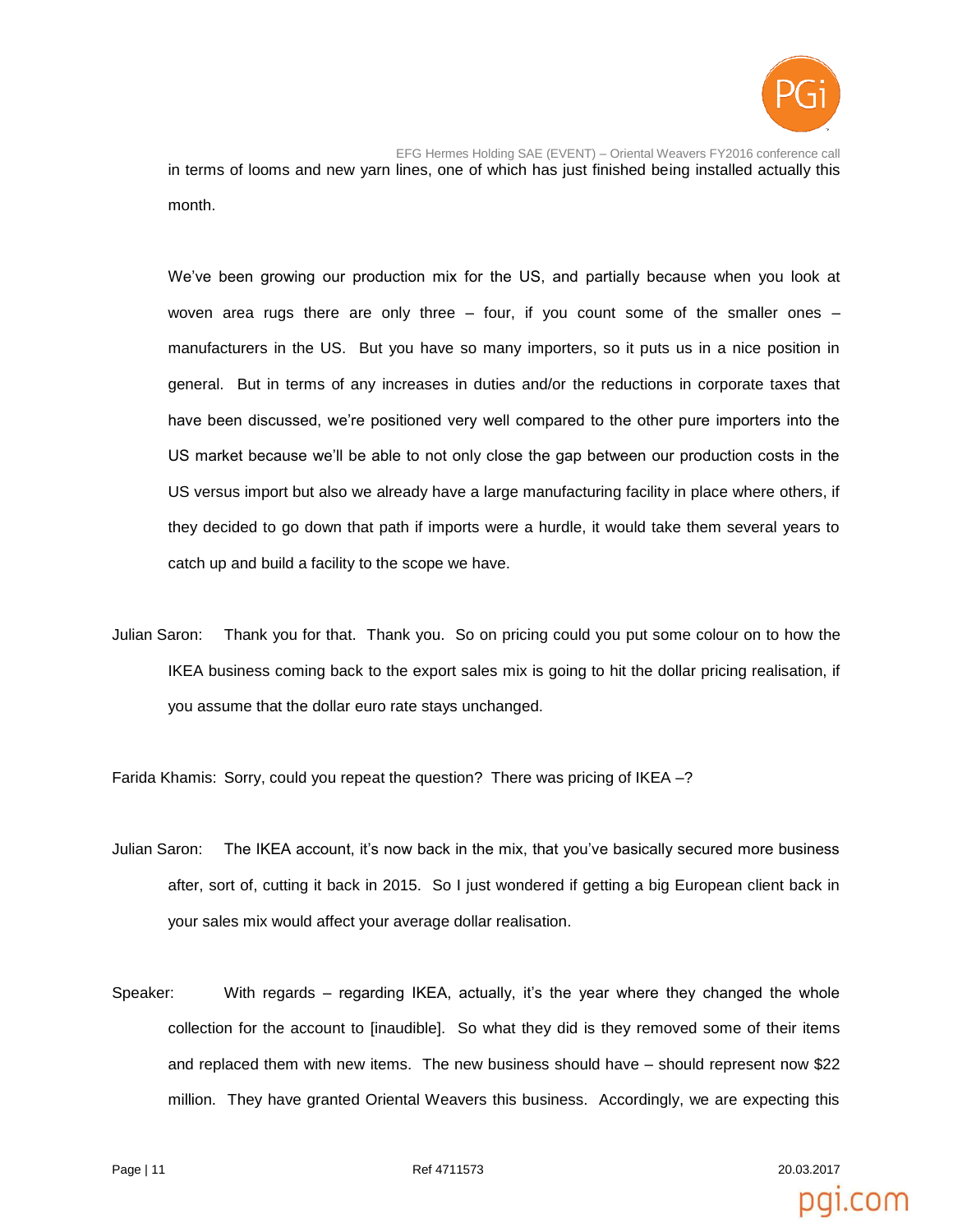in terms of looms and new yarn lines, one of which has just finished being installed actually this month.

We've been growing our production mix for the US, and partially because when you look at woven area rugs there are only three – four, if you count some of the smaller ones – manufacturers in the US. But you have so many importers, so it puts us in a nice position in general. But in terms of any increases in duties and/or the reductions in corporate taxes that have been discussed, we're positioned very well compared to the other pure importers into the US market because we'll be able to not only close the gap between our production costs in the US versus import but also we already have a large manufacturing facility in place where others, if they decided to go down that path if imports were a hurdle, it would take them several years to catch up and build a facility to the scope we have.

Julian Saron: Thank you for that. Thank you. So on pricing could you put some colour on to how the IKEA business coming back to the export sales mix is going to hit the dollar pricing realisation, if you assume that the dollar euro rate stays unchanged.

Farida Khamis: Sorry, could you repeat the question? There was pricing of IKEA –?

Julian Saron: The IKEA account, it's now back in the mix, that you've basically secured more business after, sort of, cutting it back in 2015. So I just wondered if getting a big European client back in your sales mix would affect your average dollar realisation.

Speaker: With regards – regarding IKEA, actually, it's the year where they changed the whole collection for the account to [inaudible]. So what they did is they removed some of their items and replaced them with new items. The new business should have – should represent now $22 million. They have granted Oriental Weavers this business. Accordingly, we are expecting this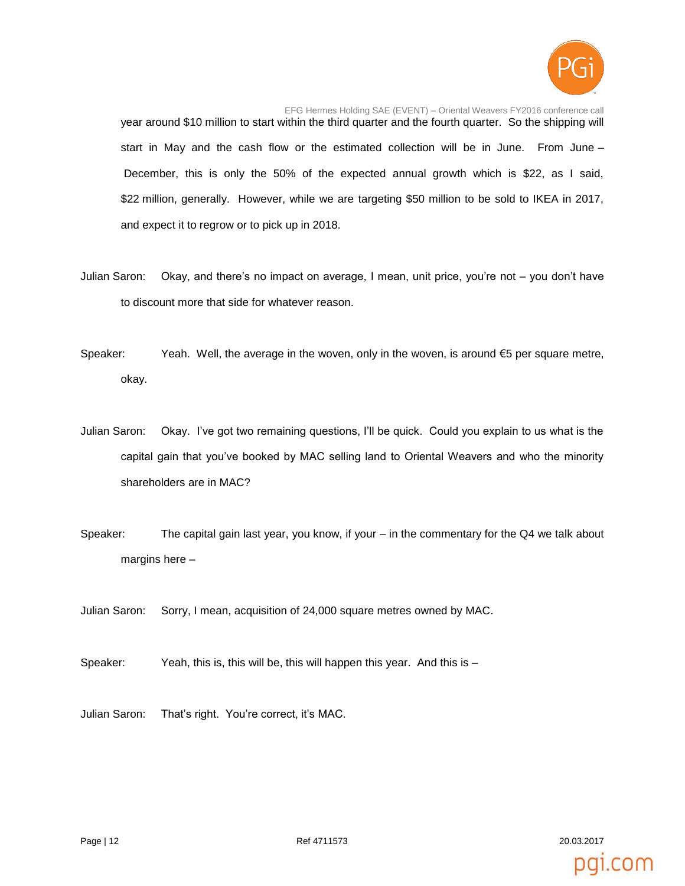year around $10 million to start within the third quarter and the fourth quarter. So the shipping will start in May and the cash flow or the estimated collection will be in June. From June – December, this is only the 50% of the expected annual growth which is $22, as I said, $22 million, generally. However, while we are targeting $50 million to be sold to IKEA in 2017, and expect it to regrow or to pick up in 2018.

Julian Saron: Okay, and there's no impact on average, I mean, unit price, you're not – you don't have to discount more that side for whatever reason.

Speaker: Yeah. Well, the average in the woven, only in the woven, is around €5 per square metre, okay.

Julian Saron: Okay. I've got two remaining questions, I'll be quick. Could you explain to us what is the capital gain that you've booked by MAC selling land to Oriental Weavers and who the minority shareholders are in MAC?

Speaker: The capital gain last year, you know, if your – in the commentary for the Q4 we talk about margins here –

Julian Saron: Sorry, I mean, acquisition of 24,000 square metres owned by MAC.

Speaker: Yeah, this is, this will be, this will happen this year. And this is –

Julian Saron: That's right. You're correct, it's MAC.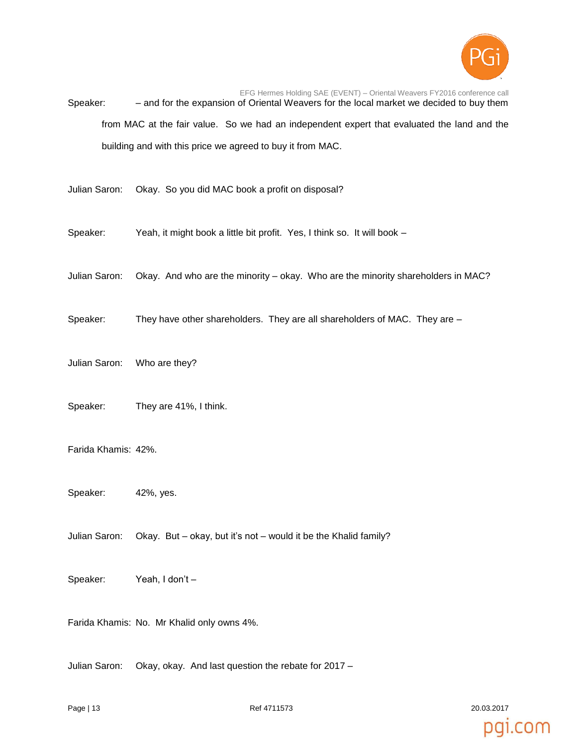Speaker: – and for the expansion of Oriental Weavers for the local market we decided to buy them from MAC at the fair value. So we had an independent expert that evaluated the land and the building and with this price we agreed to buy it from MAC.

Julian Saron: Okay. So you did MAC book a profit on disposal?

Speaker: Yeah, it might book a little bit profit. Yes, I think so. It will book –

Julian Saron: Okay. And who are the minority – okay. Who are the minority shareholders in MAC?

Speaker: They have other shareholders. They are all shareholders of MAC. They are –

Julian Saron: Who are they?

Speaker: They are 41%, I think.

Farida Khamis: 42%.

Speaker: 42%, yes.

Julian Saron: Okay. But – okay, but it's not – would it be the Khalid family?

Speaker: Yeah, I don't –

Farida Khamis: No. Mr Khalid only owns 4%.

Julian Saron: Okay, okay. And last question the rebate for 2017 –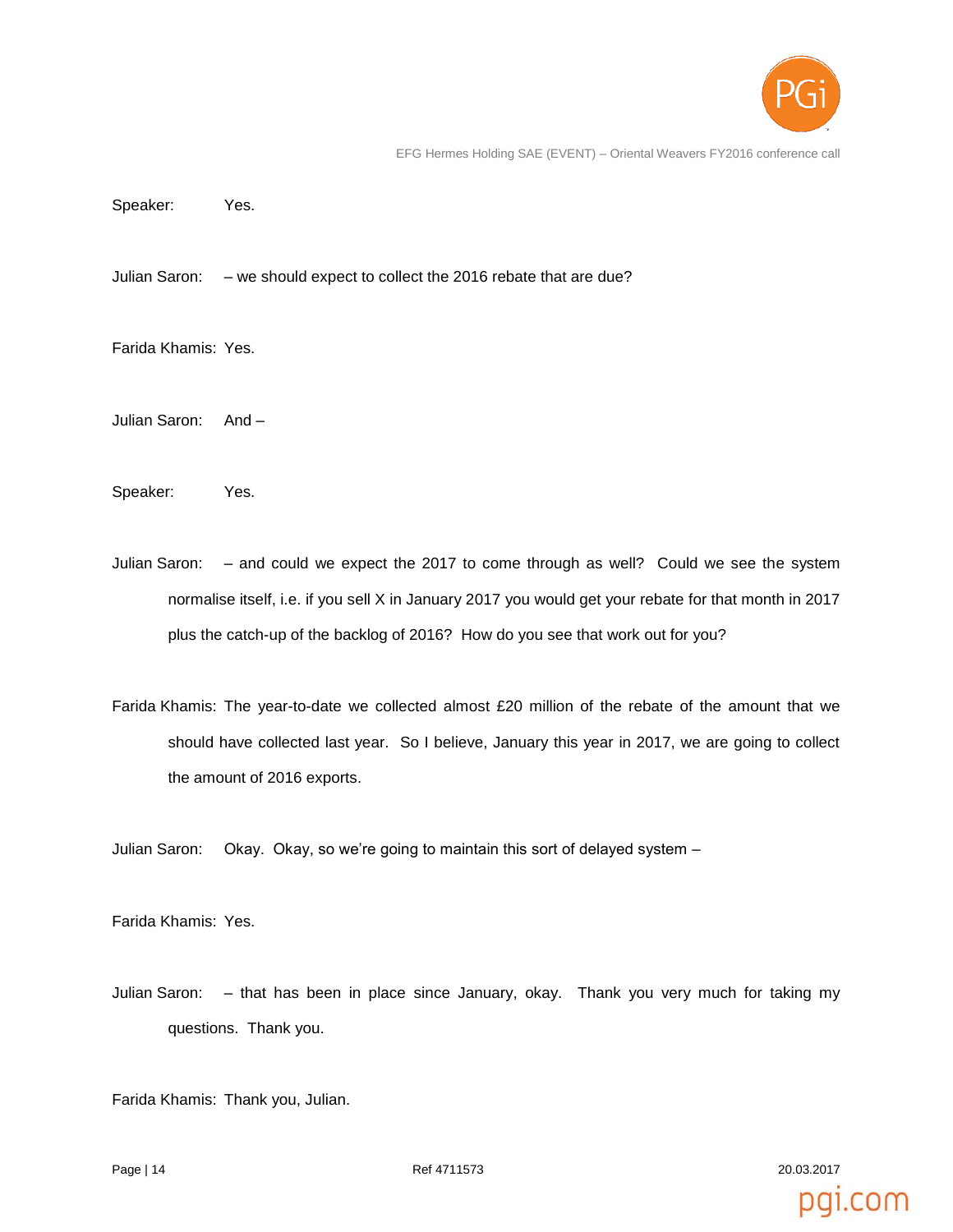Speaker: Yes.

Julian Saron: – we should expect to collect the 2016 rebate that are due?

Farida Khamis: Yes.

Julian Saron: And –

Speaker: Yes.

Julian Saron: – and could we expect the 2017 to come through as well? Could we see the system normalise itself, i.e. if you sell X in January 2017 you would get your rebate for that month in 2017 plus the catch-up of the backlog of 2016? How do you see that work out for you?

Farida Khamis: The year-to-date we collected almost £20 million of the rebate of the amount that we should have collected last year. So I believe, January this year in 2017, we are going to collect the amount of 2016 exports.

Julian Saron: Okay. Okay, so we're going to maintain this sort of delayed system –

Farida Khamis: Yes.

Julian Saron: – that has been in place since January, okay. Thank you very much for taking my questions. Thank you.

Farida Khamis: Thank you, Julian.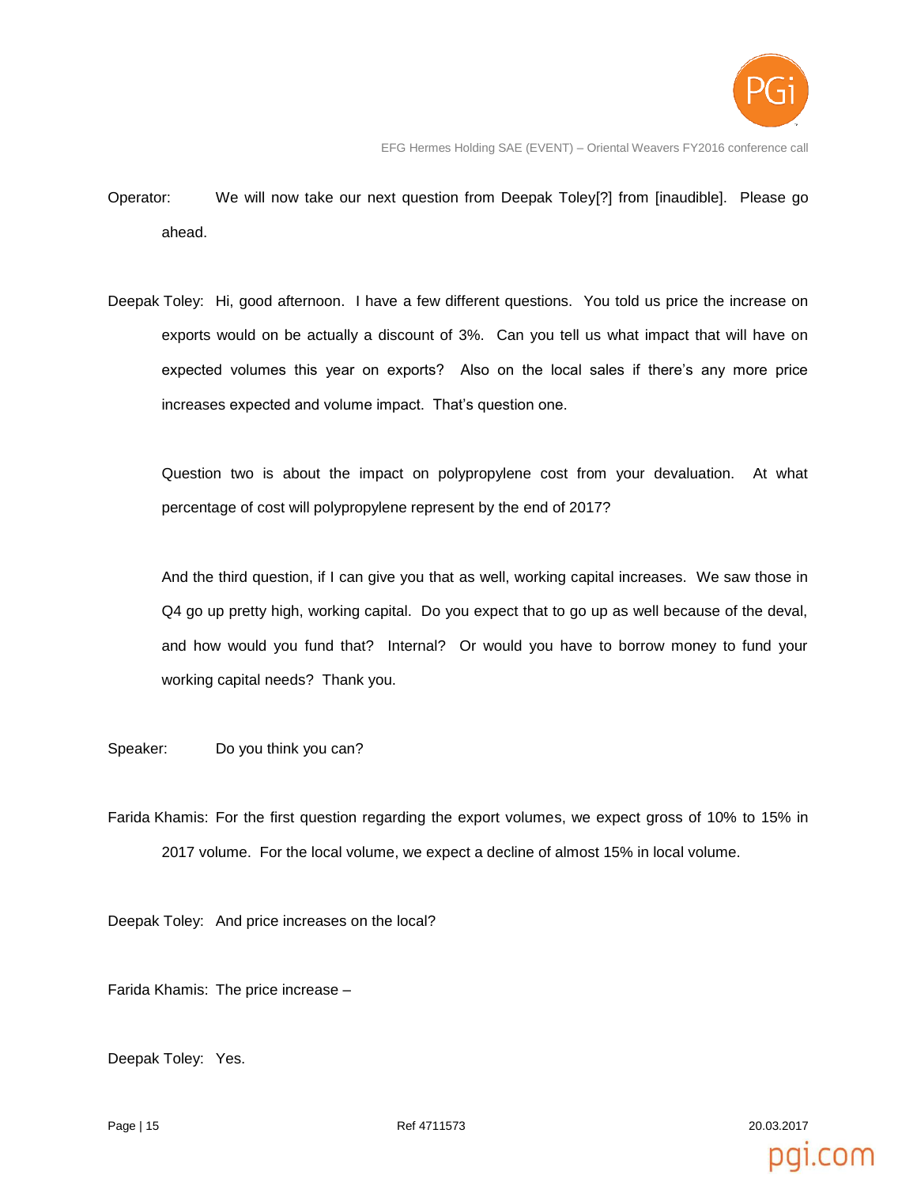Operator: We will now take our next question from Deepak Toley[?] from [inaudible]. Please go ahead.

Deepak Toley: Hi, good afternoon. I have a few different questions. You told us price the increase on exports would on be actually a discount of 3%. Can you tell us what impact that will have on expected volumes this year on exports? Also on the local sales if there's any more price increases expected and volume impact. That's question one.

Question two is about the impact on polypropylene cost from your devaluation. At what percentage of cost will polypropylene represent by the end of 2017?

And the third question, if I can give you that as well, working capital increases. We saw those in Q4 go up pretty high, working capital. Do you expect that to go up as well because of the deval, and how would you fund that? Internal? Or would you have to borrow money to fund your working capital needs? Thank you.

Speaker: Do you think you can?

Farida Khamis: For the first question regarding the export volumes, we expect gross of 10% to 15% in 2017 volume. For the local volume, we expect a decline of almost 15% in local volume.

Deepak Toley: And price increases on the local?

Farida Khamis: The price increase –

Deepak Toley: Yes.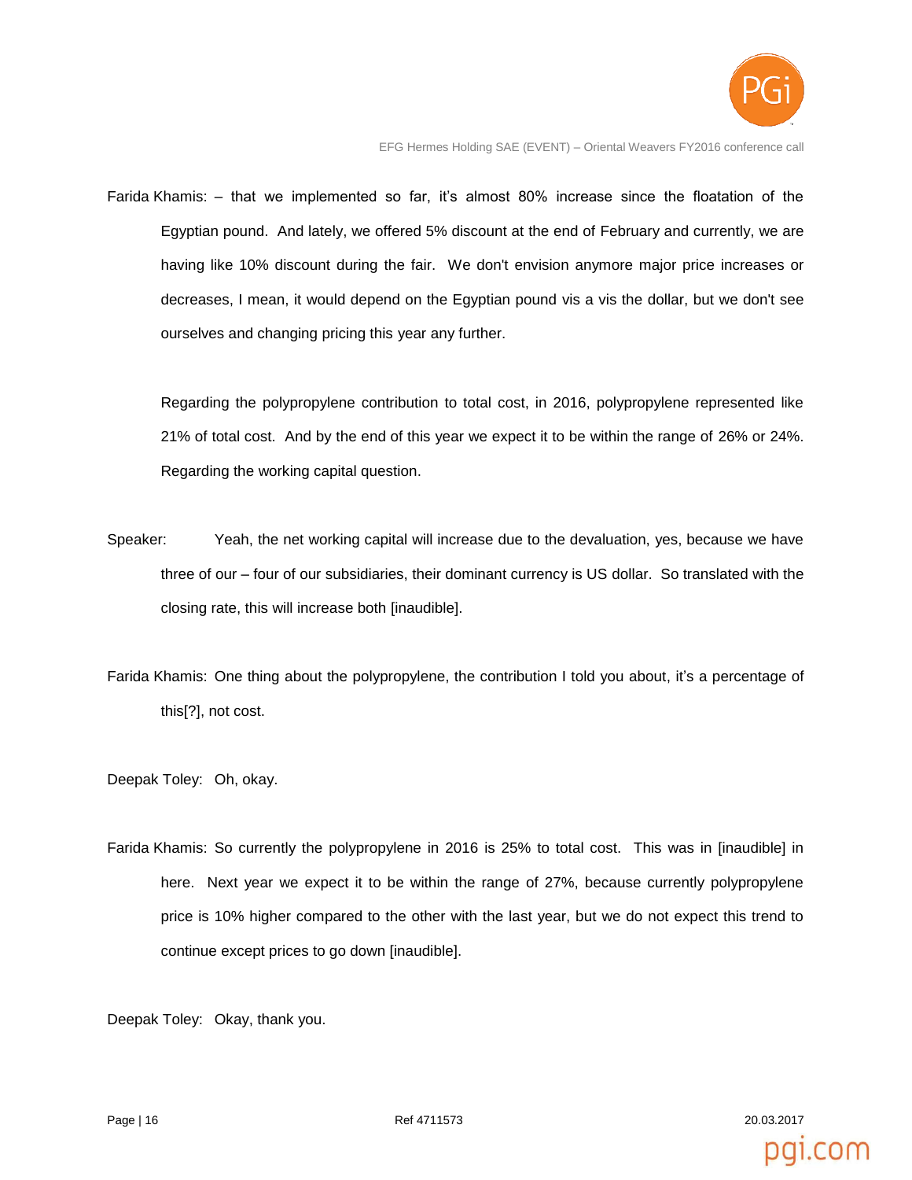Farida Khamis: – that we implemented so far, it's almost 80% increase since the floatation of the Egyptian pound. And lately, we offered 5% discount at the end of February and currently, we are having like 10% discount during the fair. We don't envision anymore major price increases or decreases, I mean, it would depend on the Egyptian pound vis a vis the dollar, but we don't see ourselves and changing pricing this year any further.

Regarding the polypropylene contribution to total cost, in 2016, polypropylene represented like 21% of total cost. And by the end of this year we expect it to be within the range of 26% or 24%. Regarding the working capital question.

Speaker: Yeah, the net working capital will increase due to the devaluation, yes, because we have three of our – four of our subsidiaries, their dominant currency is US dollar. So translated with the closing rate, this will increase both [inaudible].

Farida Khamis: One thing about the polypropylene, the contribution I told you about, it's a percentage of this[?], not cost.

Deepak Toley: Oh, okay.

Farida Khamis: So currently the polypropylene in 2016 is 25% to total cost. This was in [inaudible] in here. Next year we expect it to be within the range of 27%, because currently polypropylene price is 10% higher compared to the other with the last year, but we do not expect this trend to continue except prices to go down [inaudible].

Deepak Toley: Okay, thank you.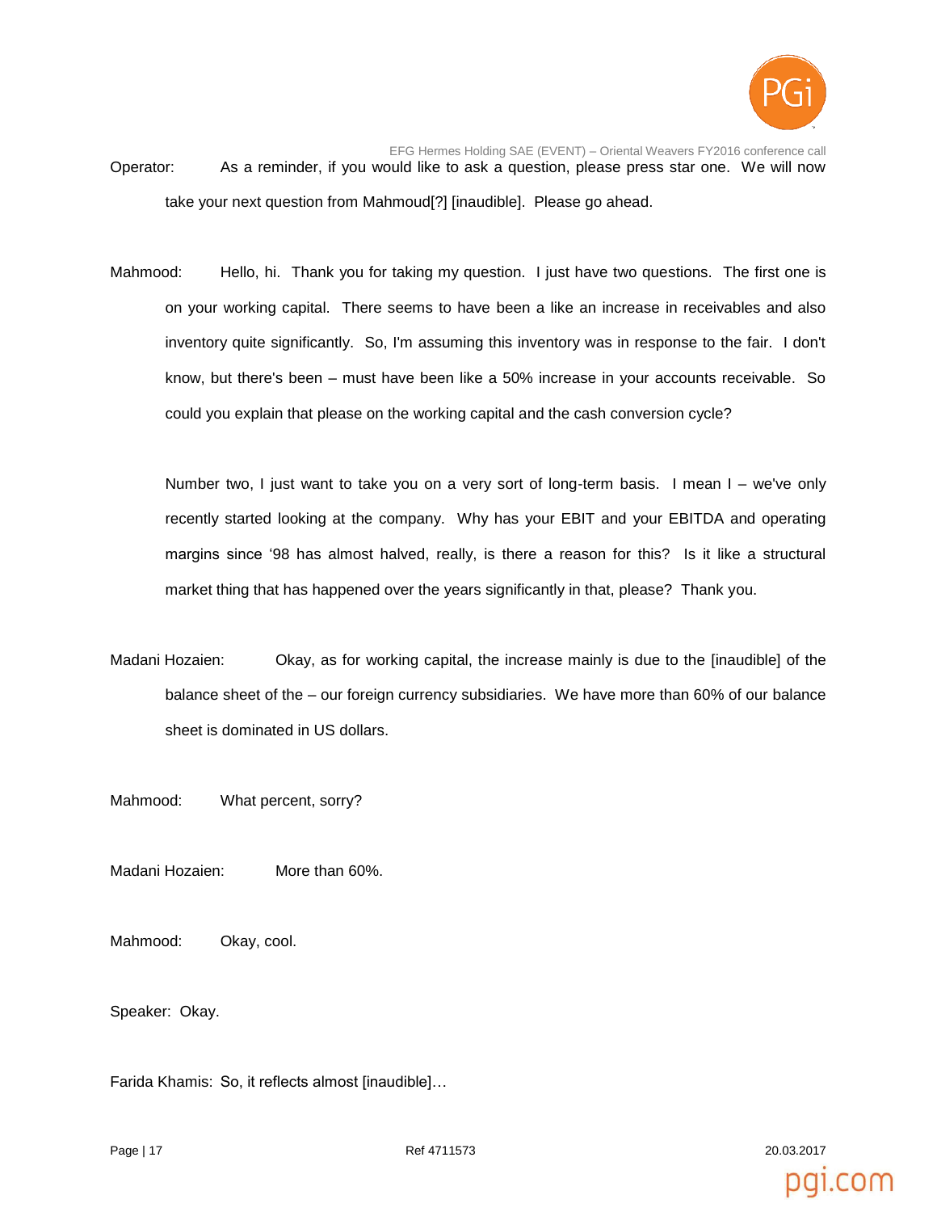Operator: As a reminder, if you would like to ask a question, please press star one. We will now take your next question from Mahmoud[?] [inaudible]. Please go ahead.

Mahmood: Hello, hi. Thank you for taking my question. I just have two questions. The first one is on your working capital. There seems to have been a like an increase in receivables and also inventory quite significantly. So, I'm assuming this inventory was in response to the fair. I don't know, but there's been – must have been like a 50% increase in your accounts receivable. So could you explain that please on the working capital and the cash conversion cycle?

Number two, I just want to take you on a very sort of long-term basis. I mean I – we've only recently started looking at the company. Why has your EBIT and your EBITDA and operating margins since '98 has almost halved, really, is there a reason for this? Is it like a structural market thing that has happened over the years significantly in that, please? Thank you.

Madani Hozaien: Okay, as for working capital, the increase mainly is due to the [inaudible] of the balance sheet of the – our foreign currency subsidiaries. We have more than 60% of our balance sheet is dominated in US dollars.

Mahmood: What percent, sorry?

Madani Hozaien: More than 60%.

Mahmood: Okay, cool.

Speaker: Okay.

Farida Khamis: So, it reflects almost [inaudible]…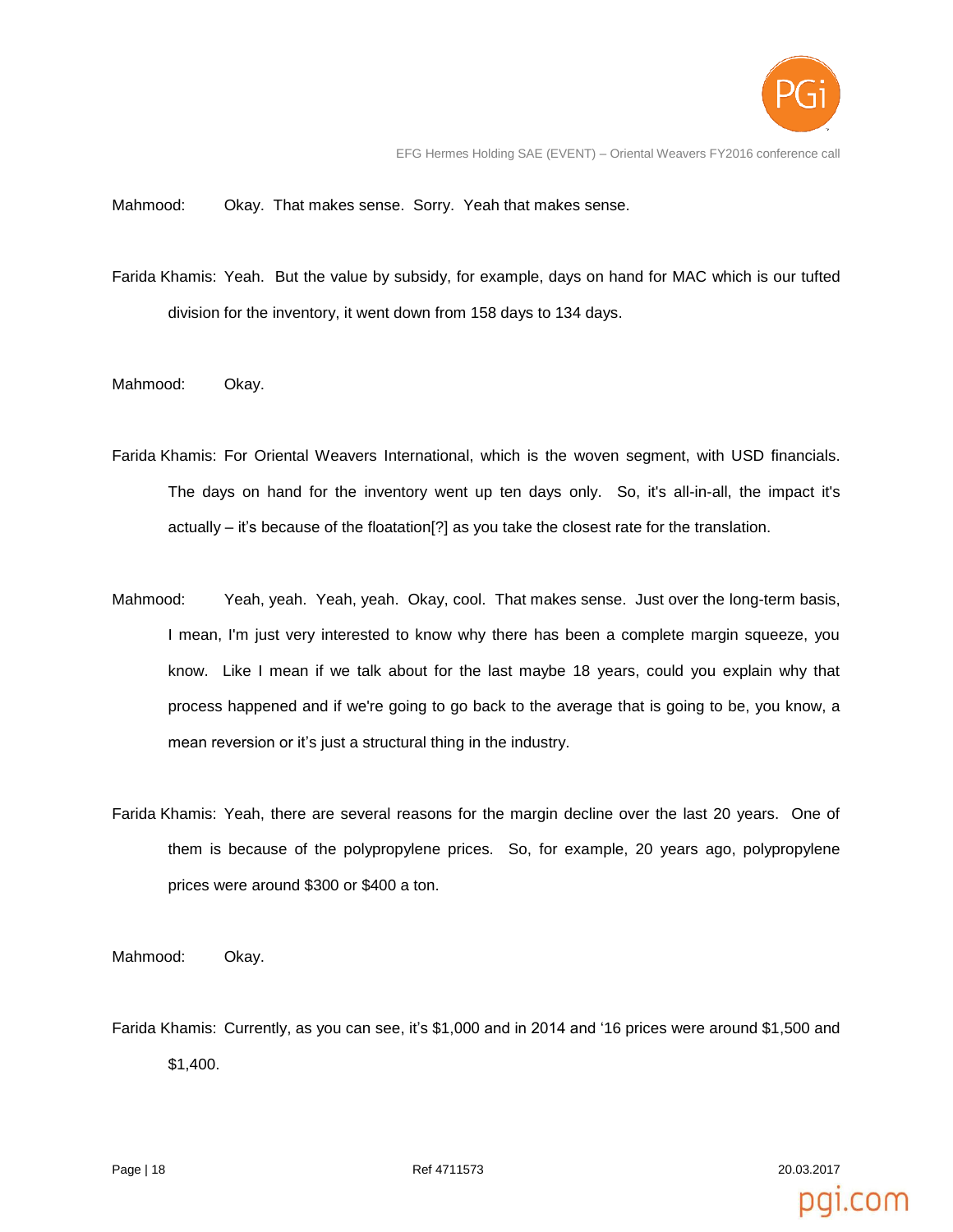Mahmood: Okay. That makes sense. Sorry. Yeah that makes sense.

Farida Khamis: Yeah. But the value by subsidy, for example, days on hand for MAC which is our tufted division for the inventory, it went down from 158 days to 134 days.

Mahmood: Okay.

Farida Khamis: For Oriental Weavers International, which is the woven segment, with USD financials. The days on hand for the inventory went up ten days only. So, it's all-in-all, the impact it's actually – it's because of the floatation[?] as you take the closest rate for the translation.

Mahmood: Yeah, yeah. Yeah, yeah. Okay, cool. That makes sense. Just over the long-term basis, I mean, I'm just very interested to know why there has been a complete margin squeeze, you know. Like I mean if we talk about for the last maybe 18 years, could you explain why that process happened and if we're going to go back to the average that is going to be, you know, a mean reversion or it's just a structural thing in the industry.

Farida Khamis: Yeah, there are several reasons for the margin decline over the last 20 years. One of them is because of the polypropylene prices. So, for example, 20 years ago, polypropylene prices were around $300 or $400 a ton.

Mahmood: Okay.

Farida Khamis: Currently, as you can see, it's $1,000 and in 2014 and '16 prices were around $1,500 and $1,400.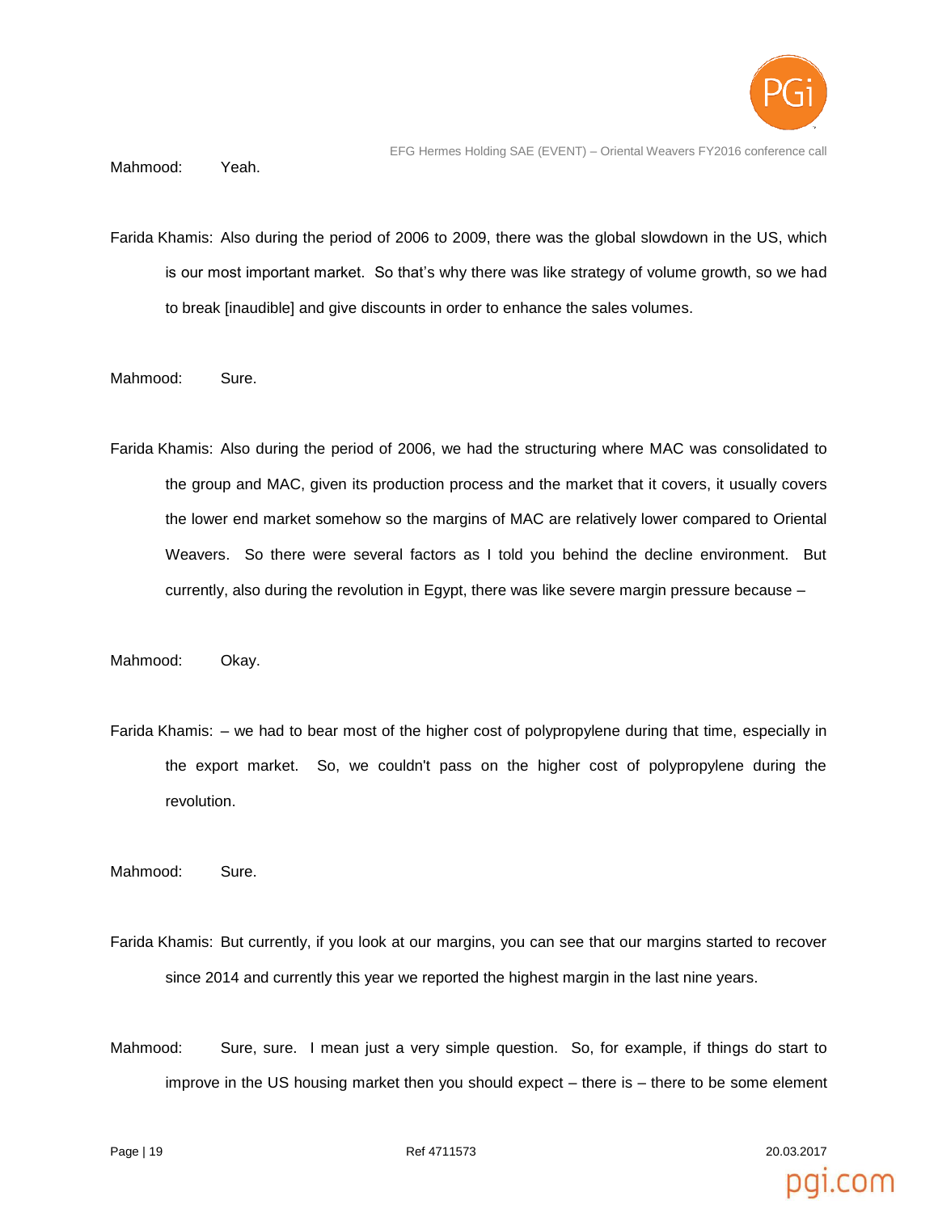Mahmood: Yeah.

Farida Khamis: Also during the period of 2006 to 2009, there was the global slowdown in the US, which is our most important market. So that's why there was like strategy of volume growth, so we had to break [inaudible] and give discounts in order to enhance the sales volumes.

Mahmood: Sure.

Farida Khamis: Also during the period of 2006, we had the structuring where MAC was consolidated to the group and MAC, given its production process and the market that it covers, it usually covers the lower end market somehow so the margins of MAC are relatively lower compared to Oriental Weavers. So there were several factors as I told you behind the decline environment. But currently, also during the revolution in Egypt, there was like severe margin pressure because –

Mahmood: Okay.

Farida Khamis: – we had to bear most of the higher cost of polypropylene during that time, especially in the export market. So, we couldn't pass on the higher cost of polypropylene during the revolution.

Mahmood: Sure.

Farida Khamis: But currently, if you look at our margins, you can see that our margins started to recover since 2014 and currently this year we reported the highest margin in the last nine years.

Mahmood: Sure, sure. I mean just a very simple question. So, for example, if things do start to improve in the US housing market then you should expect – there is – there to be some element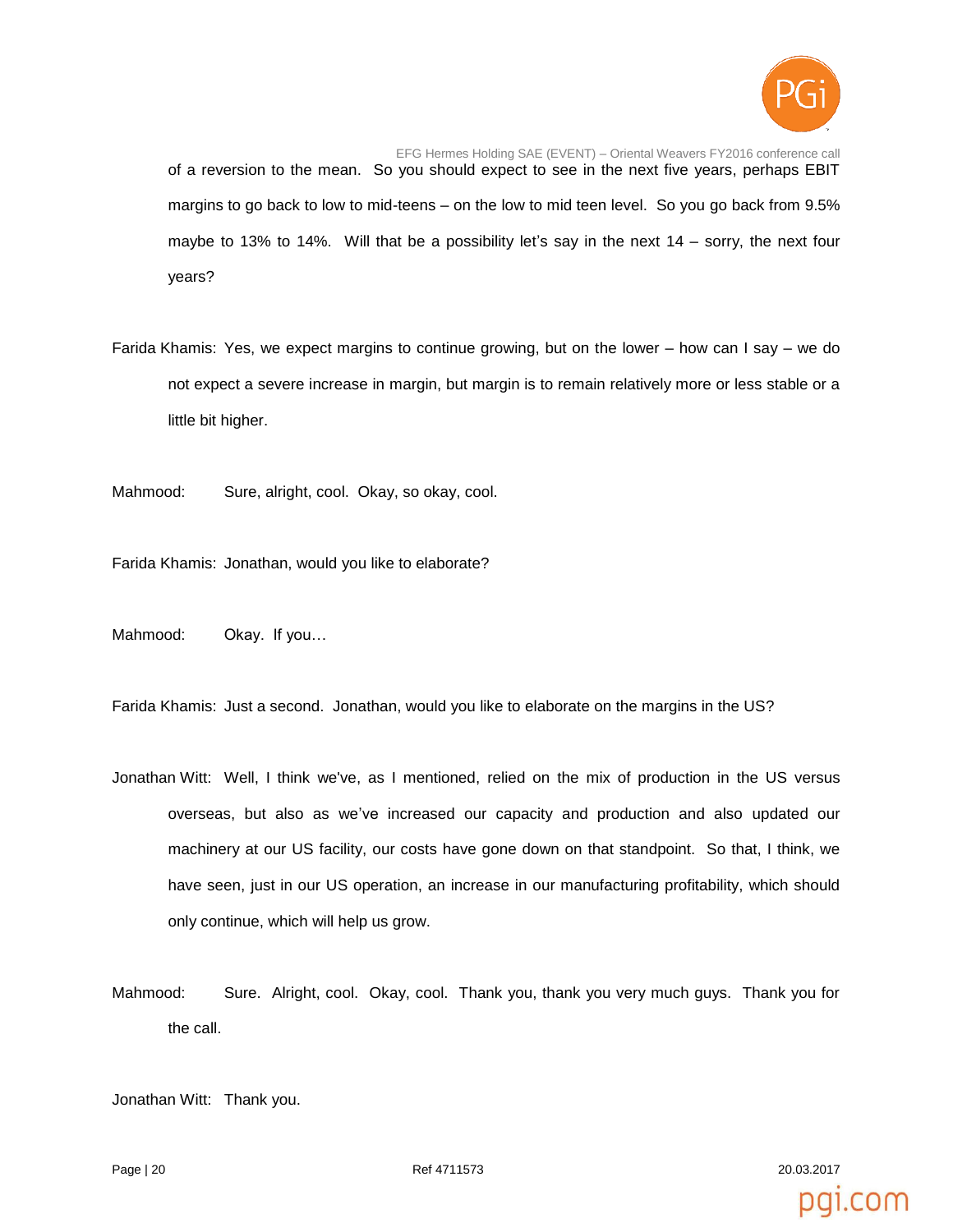of a reversion to the mean. So you should expect to see in the next five years, perhaps EBIT margins to go back to low to mid-teens – on the low to mid teen level. So you go back from 9.5% maybe to 13% to 14%. Will that be a possibility let's say in the next 14 – sorry, the next four years?

Farida Khamis: Yes, we expect margins to continue growing, but on the lower – how can I say – we do not expect a severe increase in margin, but margin is to remain relatively more or less stable or a little bit higher.

Mahmood: Sure, alright, cool. Okay, so okay, cool.

Farida Khamis: Jonathan, would you like to elaborate?

Mahmood: Okay. If you…

Farida Khamis: Just a second. Jonathan, would you like to elaborate on the margins in the US?

Jonathan Witt: Well, I think we've, as I mentioned, relied on the mix of production in the US versus overseas, but also as we've increased our capacity and production and also updated our machinery at our US facility, our costs have gone down on that standpoint. So that, I think, we have seen, just in our US operation, an increase in our manufacturing profitability, which should only continue, which will help us grow.

Mahmood: Sure. Alright, cool. Okay, cool. Thank you, thank you very much guys. Thank you for the call.

Jonathan Witt: Thank you.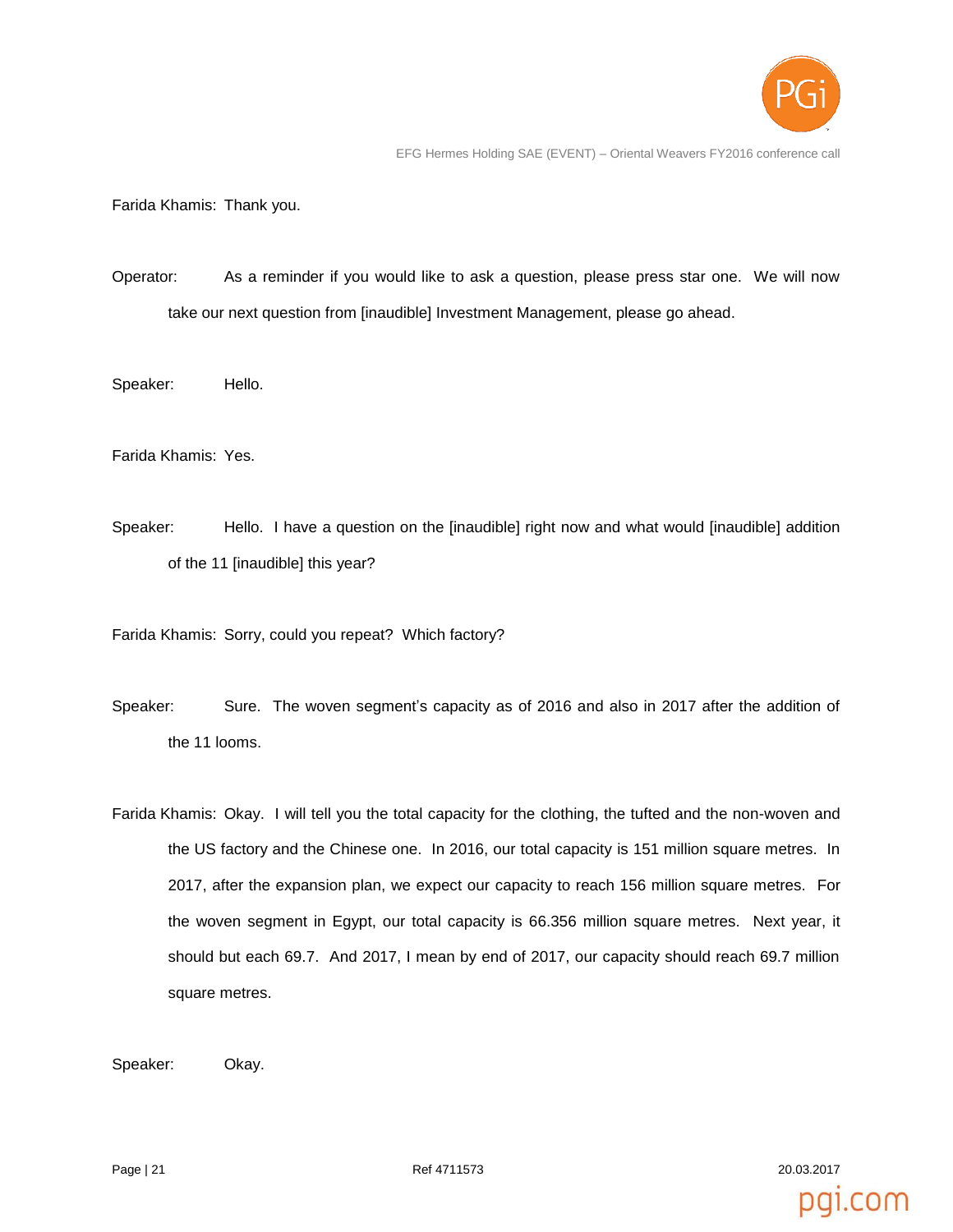Farida Khamis: Thank you.

Operator: As a reminder if you would like to ask a question, please press star one. We will now take our next question from [inaudible] Investment Management, please go ahead.

Speaker: Hello.

Farida Khamis: Yes.

Speaker: Hello. I have a question on the [inaudible] right now and what would [inaudible] addition of the 11 [inaudible] this year?

Farida Khamis: Sorry, could you repeat? Which factory?

Speaker: Sure. The woven segment's capacity as of 2016 and also in 2017 after the addition of the 11 looms.

Farida Khamis: Okay. I will tell you the total capacity for the clothing, the tufted and the non-woven and the US factory and the Chinese one. In 2016, our total capacity is 151 million square metres. In 2017, after the expansion plan, we expect our capacity to reach 156 million square metres. For the woven segment in Egypt, our total capacity is 66.356 million square metres. Next year, it should but each 69.7. And 2017, I mean by end of 2017, our capacity should reach 69.7 million square metres.

Speaker: Okay.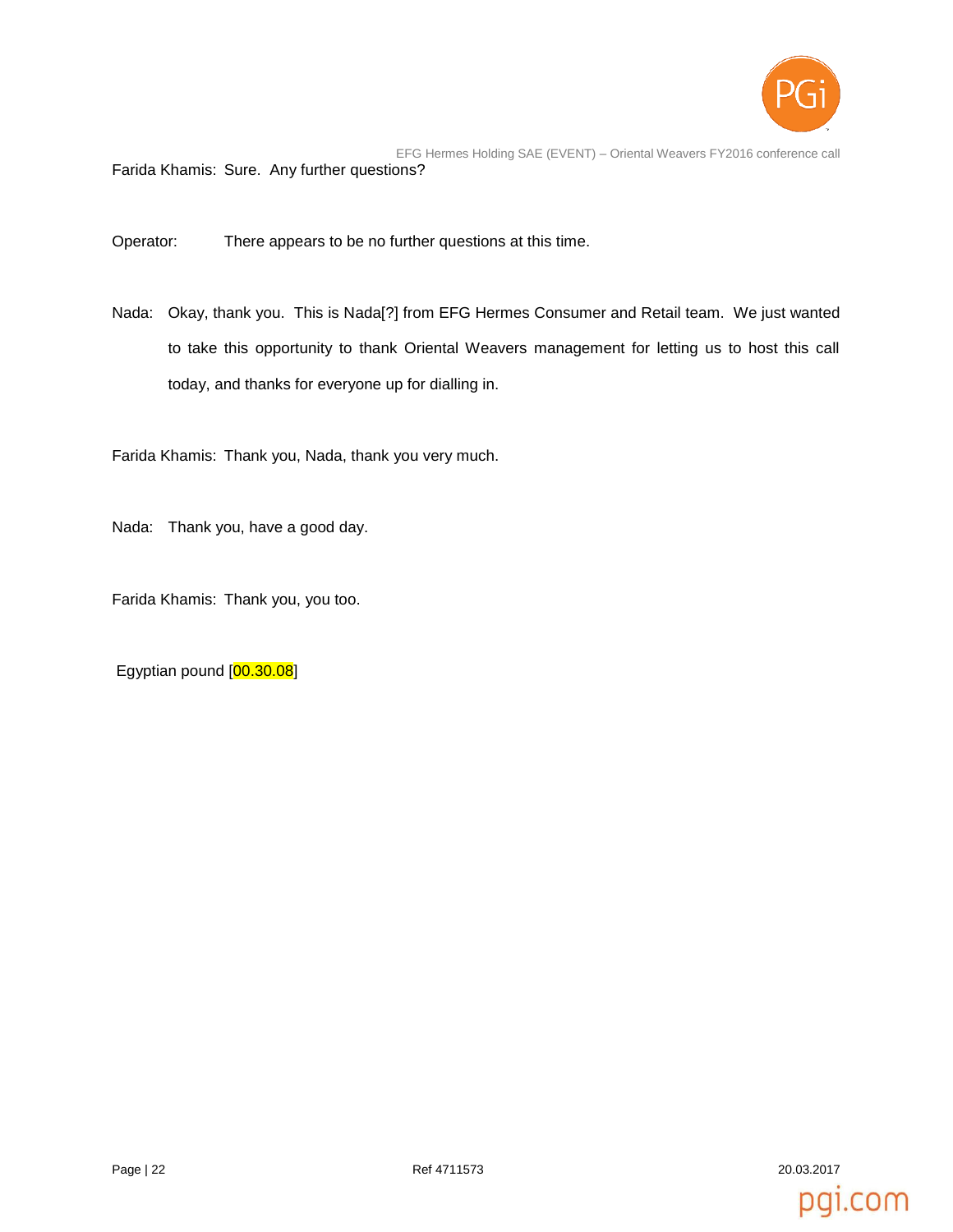Farida Khamis: Sure. Any further questions?

Operator: There appears to be no further questions at this time.

Nada: Okay, thank you. This is Nada[?] from EFG Hermes Consumer and Retail team. We just wanted to take this opportunity to thank Oriental Weavers management for letting us to host this call today, and thanks for everyone up for dialling in.

Farida Khamis: Thank you, Nada, thank you very much.

Nada: Thank you, have a good day.

Farida Khamis: Thank you, you too.

Egyptian pound [00.30.08]